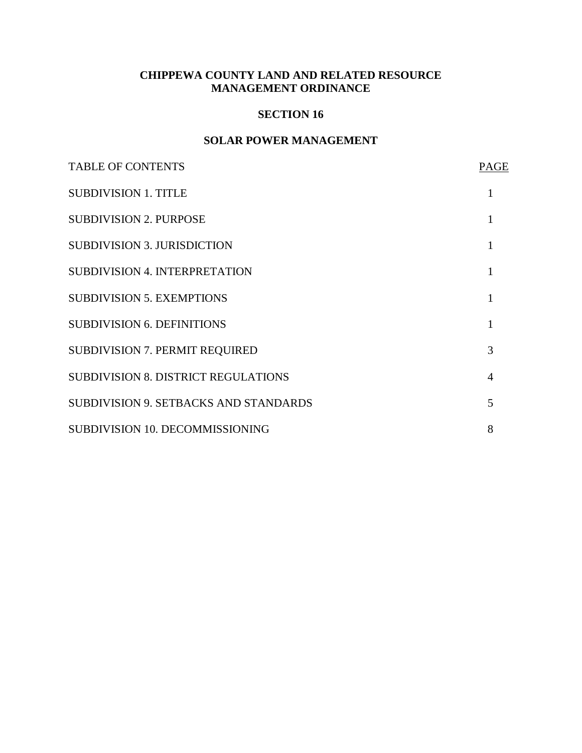# CHIPPEWA COUNTY LAND AND RELATED RESOURCE MANAGEMENT ORDINANCE

## SECTION 16

## SOLAR POWER MANAGEMENT

| TABLE OF CONTENTS | PAGE |
| --- | --- |
| SUBDIVISION 1. TITLE | 1 |
| SUBDIVISION 2. PURPOSE | 1 |
| SUBDIVISION 3. JURISDICTION | 1 |
| SUBDIVISION 4. INTERPRETATION | 1 |
| SUBDIVISION 5. EXEMPTIONS | 1 |
| SUBDIVISION 6. DEFINITIONS | 1 |
| SUBDIVISION 7. PERMIT REQUIRED | 3 |
| SUBDIVISION 8. DISTRICT REGULATIONS | 4 |
| SUBDIVISION 9. SETBACKS AND STANDARDS | 5 |
| SUBDIVISION 10. DECOMMISSIONING | 8 |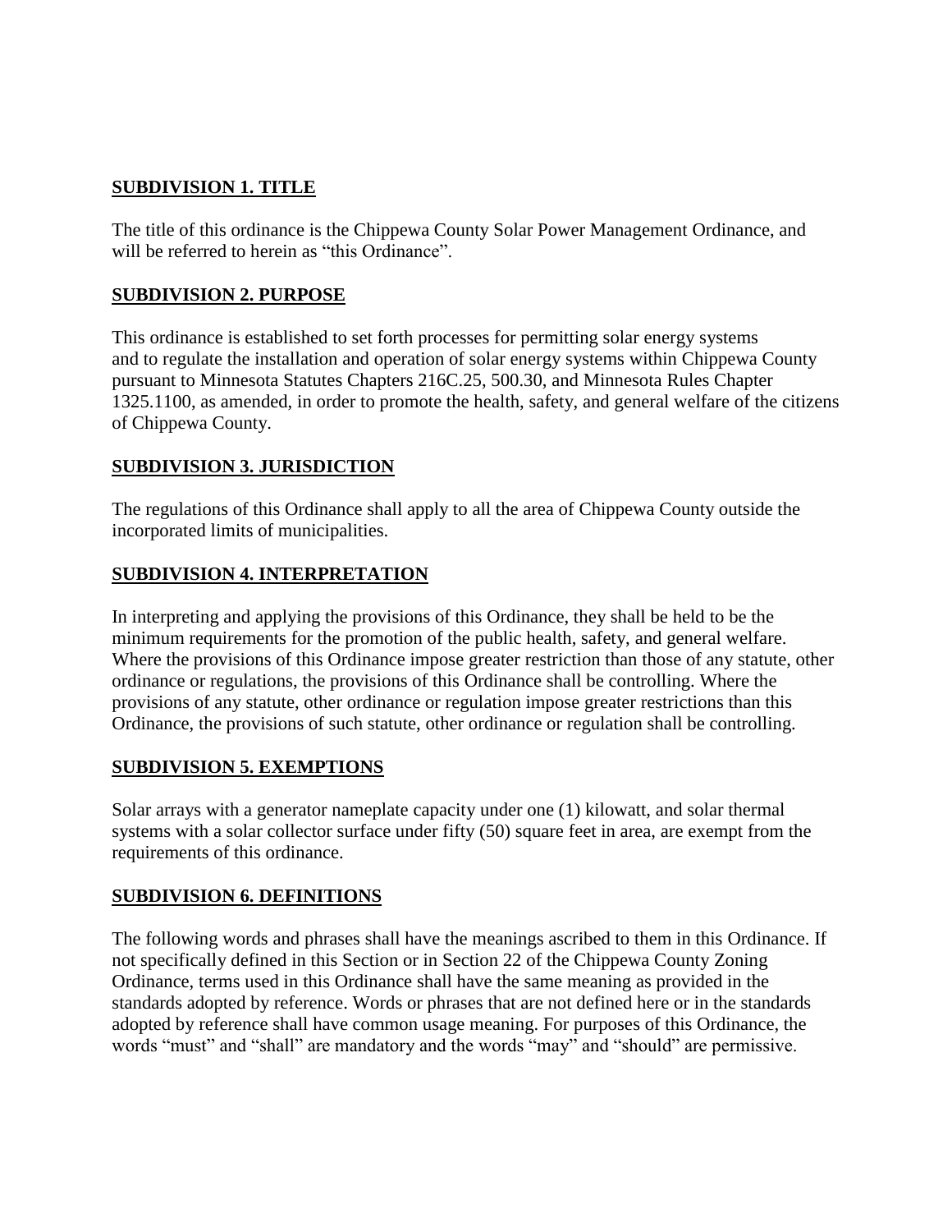## **SUBDIVISION 1. TITLE**

The title of this ordinance is the Chippewa County Solar Power Management Ordinance, and will be referred to herein as "this Ordinance".

## **SUBDIVISION 2. PURPOSE**

This ordinance is established to set forth processes for permitting solar energy systems and to regulate the installation and operation of solar energy systems within Chippewa County pursuant to Minnesota Statutes Chapters 216C.25, 500.30, and Minnesota Rules Chapter 1325.1100, as amended, in order to promote the health, safety, and general welfare of the citizens of Chippewa County.

## **SUBDIVISION 3. JURISDICTION**

The regulations of this Ordinance shall apply to all the area of Chippewa County outside the incorporated limits of municipalities.

## **SUBDIVISION 4. INTERPRETATION**

In interpreting and applying the provisions of this Ordinance, they shall be held to be the minimum requirements for the promotion of the public health, safety, and general welfare. Where the provisions of this Ordinance impose greater restriction than those of any statute, other ordinance or regulations, the provisions of this Ordinance shall be controlling. Where the provisions of any statute, other ordinance or regulation impose greater restrictions than this Ordinance, the provisions of such statute, other ordinance or regulation shall be controlling.

## **SUBDIVISION 5. EXEMPTIONS**

Solar arrays with a generator nameplate capacity under one (1) kilowatt, and solar thermal systems with a solar collector surface under fifty (50) square feet in area, are exempt from the requirements of this ordinance.

## **SUBDIVISION 6. DEFINITIONS**

The following words and phrases shall have the meanings ascribed to them in this Ordinance. If not specifically defined in this Section or in Section 22 of the Chippewa County Zoning Ordinance, terms used in this Ordinance shall have the same meaning as provided in the standards adopted by reference. Words or phrases that are not defined here or in the standards adopted by reference shall have common usage meaning. For purposes of this Ordinance, the words "must" and "shall" are mandatory and the words "may" and "should" are permissive.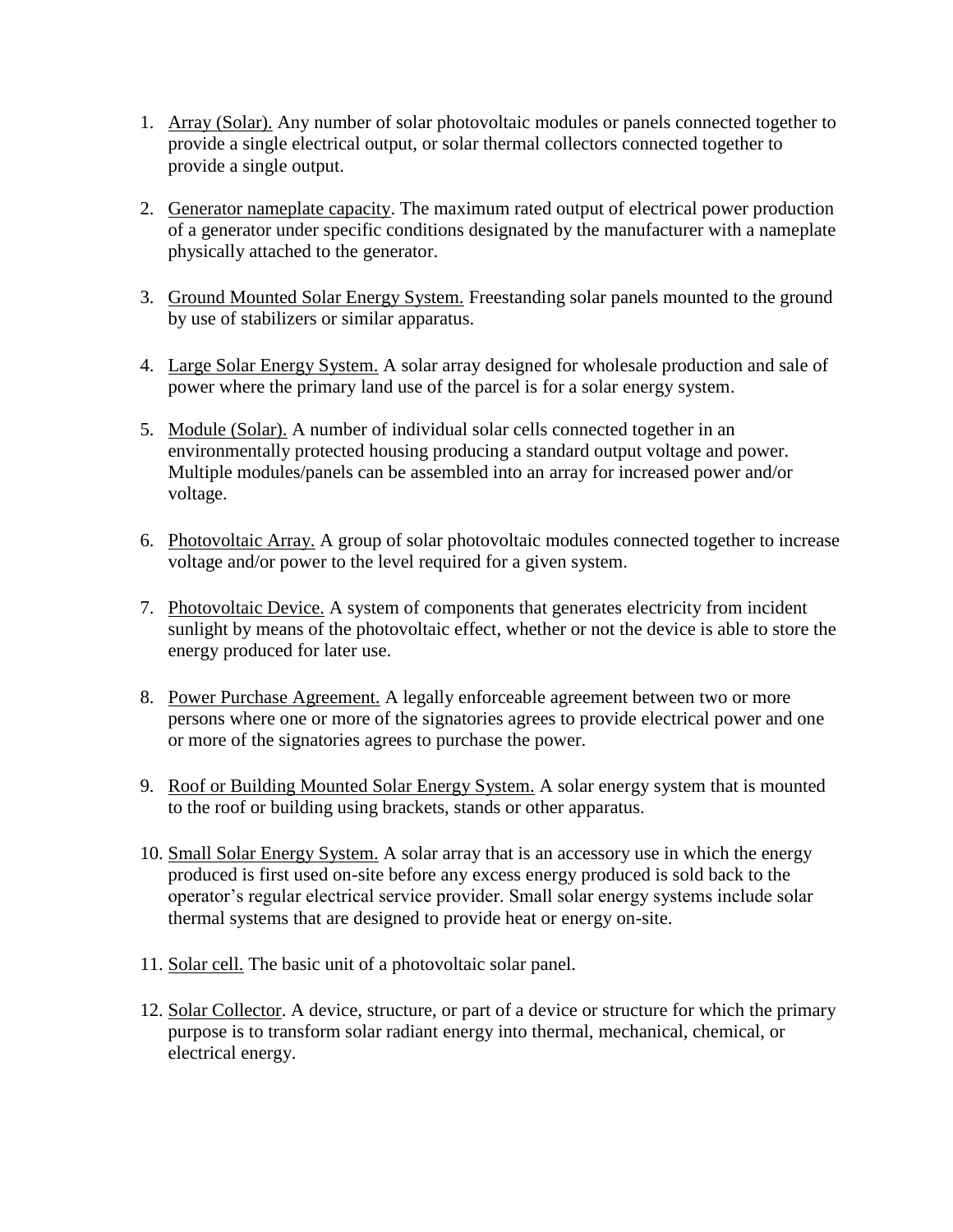1. Array (Solar). Any number of solar photovoltaic modules or panels connected together to provide a single electrical output, or solar thermal collectors connected together to provide a single output.

2. Generator nameplate capacity. The maximum rated output of electrical power production of a generator under specific conditions designated by the manufacturer with a nameplate physically attached to the generator.

3. Ground Mounted Solar Energy System. Freestanding solar panels mounted to the ground by use of stabilizers or similar apparatus.

4. Large Solar Energy System. A solar array designed for wholesale production and sale of power where the primary land use of the parcel is for a solar energy system.

5. Module (Solar). A number of individual solar cells connected together in an environmentally protected housing producing a standard output voltage and power. Multiple modules/panels can be assembled into an array for increased power and/or voltage.

6. Photovoltaic Array. A group of solar photovoltaic modules connected together to increase voltage and/or power to the level required for a given system.

7. Photovoltaic Device. A system of components that generates electricity from incident sunlight by means of the photovoltaic effect, whether or not the device is able to store the energy produced for later use.

8. Power Purchase Agreement. A legally enforceable agreement between two or more persons where one or more of the signatories agrees to provide electrical power and one or more of the signatories agrees to purchase the power.

9. Roof or Building Mounted Solar Energy System. A solar energy system that is mounted to the roof or building using brackets, stands or other apparatus.

10. Small Solar Energy System. A solar array that is an accessory use in which the energy produced is first used on-site before any excess energy produced is sold back to the operator's regular electrical service provider. Small solar energy systems include solar thermal systems that are designed to provide heat or energy on-site.

11. Solar cell. The basic unit of a photovoltaic solar panel.

12. Solar Collector. A device, structure, or part of a device or structure for which the primary purpose is to transform solar radiant energy into thermal, mechanical, chemical, or electrical energy.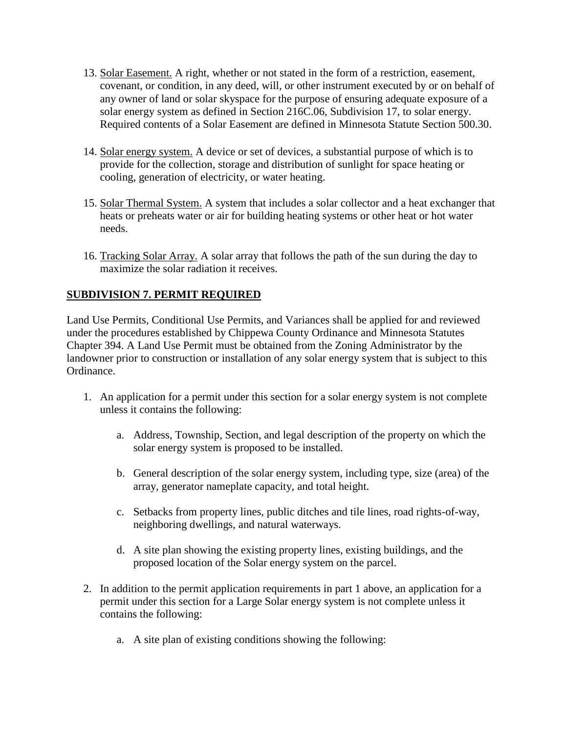13. <u>Solar Easement.</u> A right, whether or not stated in the form of a restriction, easement, covenant, or condition, in any deed, will, or other instrument executed by or on behalf of any owner of land or solar skyspace for the purpose of ensuring adequate exposure of a solar energy system as defined in Section 216C.06, Subdivision 17, to solar energy. Required contents of a Solar Easement are defined in Minnesota Statute Section 500.30.

14. <u>Solar energy system.</u> A device or set of devices, a substantial purpose of which is to provide for the collection, storage and distribution of sunlight for space heating or cooling, generation of electricity, or water heating.

15. <u>Solar Thermal System.</u> A system that includes a solar collector and a heat exchanger that heats or preheats water or air for building heating systems or other heat or hot water needs.

16. <u>Tracking Solar Array.</u> A solar array that follows the path of the sun during the day to maximize the solar radiation it receives.

## SUBDIVISION 7. PERMIT REQUIRED

Land Use Permits, Conditional Use Permits, and Variances shall be applied for and reviewed under the procedures established by Chippewa County Ordinance and Minnesota Statutes Chapter 394. A Land Use Permit must be obtained from the Zoning Administrator by the landowner prior to construction or installation of any solar energy system that is subject to this Ordinance.

1. An application for a permit under this section for a solar energy system is not complete unless it contains the following:

    a. Address, Township, Section, and legal description of the property on which the solar energy system is proposed to be installed.

    b. General description of the solar energy system, including type, size (area) of the array, generator nameplate capacity, and total height.

    c. Setbacks from property lines, public ditches and tile lines, road rights-of-way, neighboring dwellings, and natural waterways.

    d. A site plan showing the existing property lines, existing buildings, and the proposed location of the Solar energy system on the parcel.

2. In addition to the permit application requirements in part 1 above, an application for a permit under this section for a Large Solar energy system is not complete unless it contains the following:

    a. A site plan of existing conditions showing the following: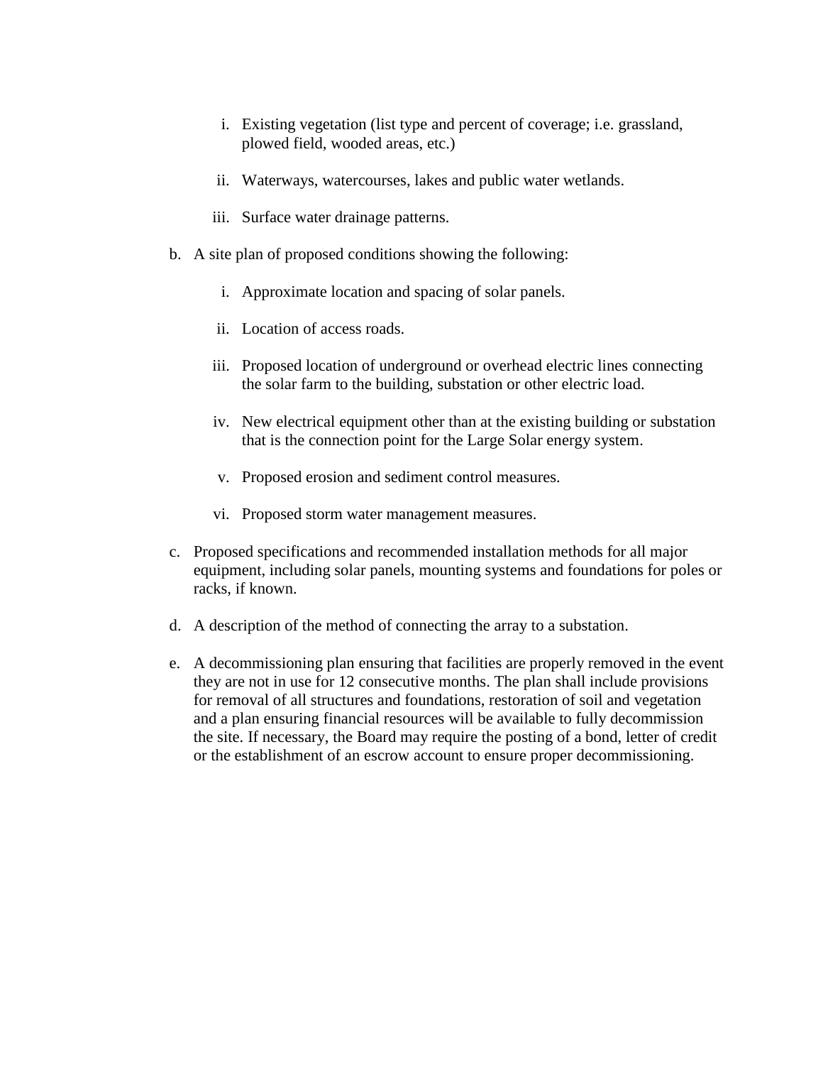i. Existing vegetation (list type and percent of coverage; i.e. grassland, plowed field, wooded areas, etc.)

   ii. Waterways, watercourses, lakes and public water wetlands.

   iii. Surface water drainage patterns.

b. A site plan of proposed conditions showing the following:

   i. Approximate location and spacing of solar panels.

   ii. Location of access roads.

   iii. Proposed location of underground or overhead electric lines connecting the solar farm to the building, substation or other electric load.

   iv. New electrical equipment other than at the existing building or substation that is the connection point for the Large Solar energy system.

   v. Proposed erosion and sediment control measures.

   vi. Proposed storm water management measures.

c. Proposed specifications and recommended installation methods for all major equipment, including solar panels, mounting systems and foundations for poles or racks, if known.

d. A description of the method of connecting the array to a substation.

e. A decommissioning plan ensuring that facilities are properly removed in the event they are not in use for 12 consecutive months. The plan shall include provisions for removal of all structures and foundations, restoration of soil and vegetation and a plan ensuring financial resources will be available to fully decommission the site. If necessary, the Board may require the posting of a bond, letter of credit or the establishment of an escrow account to ensure proper decommissioning.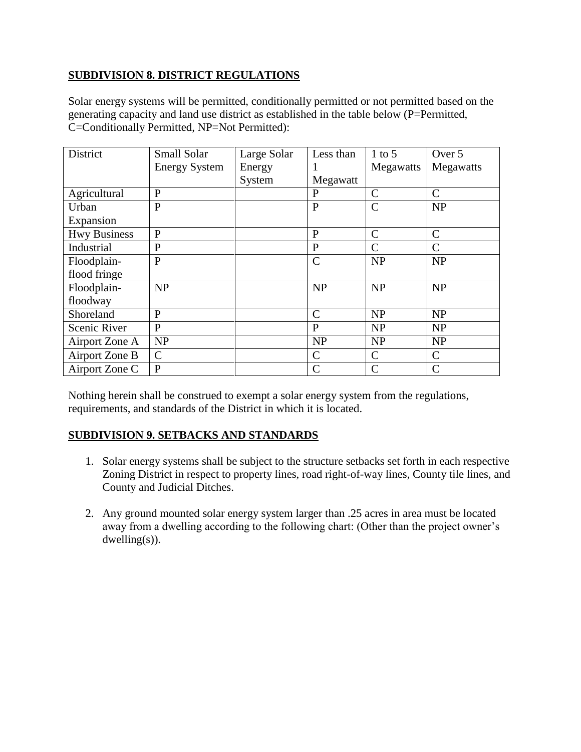**SUBDIVISION 8. DISTRICT REGULATIONS**

Solar energy systems will be permitted, conditionally permitted or not permitted based on the generating capacity and land use district as established in the table below (P=Permitted, C=Conditionally Permitted, NP=Not Permitted):

| District | Small Solar Energy System | Large Solar Energy System | Less than 1 Megawatt | 1 to 5 Megawatts | Over 5 Megawatts |
|---|---|---|---|---|---|
| Agricultural | P | | P | C | C |
| Urban Expansion | P | | P | C | NP |
| Hwy Business | P | | P | C | C |
| Industrial | P | | P | C | C |
| Floodplain-flood fringe | P | | C | NP | NP |
| Floodplain-floodway | NP | | NP | NP | NP |
| Shoreland | P | | C | NP | NP |
| Scenic River | P | | P | NP | NP |
| Airport Zone A | NP | | NP | NP | NP |
| Airport Zone B | C | | C | C | C |
| Airport Zone C | P | | C | C | C |

Nothing herein shall be construed to exempt a solar energy system from the regulations, requirements, and standards of the District in which it is located.

**SUBDIVISION 9. SETBACKS AND STANDARDS**

1. Solar energy systems shall be subject to the structure setbacks set forth in each respective Zoning District in respect to property lines, road right-of-way lines, County tile lines, and County and Judicial Ditches.

2. Any ground mounted solar energy system larger than .25 acres in area must be located away from a dwelling according to the following chart: (Other than the project owner's dwelling(s)).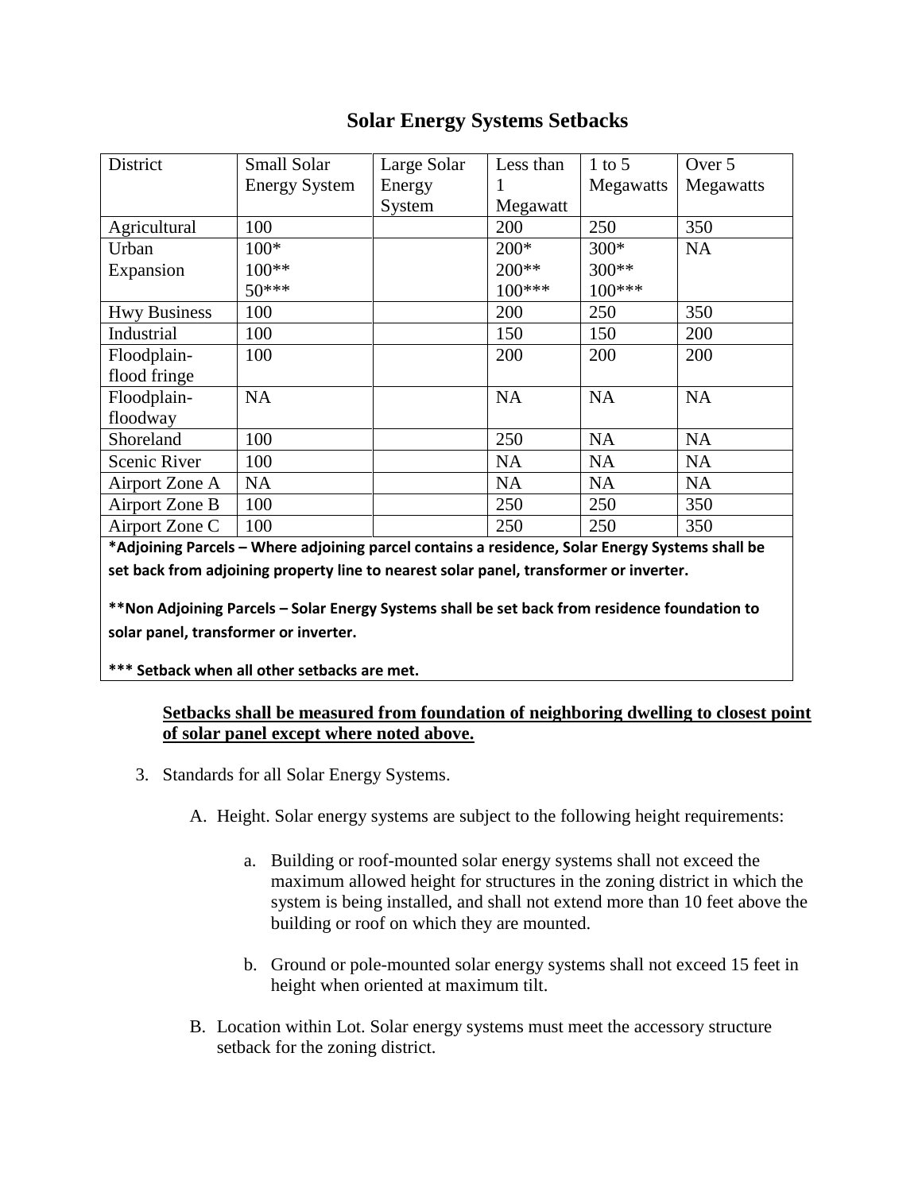## Solar Energy Systems Setbacks

| District | Small Solar Energy System | Large Solar Energy System | Less than 1 Megawatt | 1 to 5 Megawatts | Over 5 Megawatts |
|---|---|---|---|---|---|
| Agricultural | 100 | | 200 | 250 | 350 |
| Urban Expansion | 100*<br>100**<br>50*** | | 200*<br>200**<br>100*** | 300*<br>300**<br>100*** | NA |
| Hwy Business | 100 | | 200 | 250 | 350 |
| Industrial | 100 | | 150 | 150 | 200 |
| Floodplain-flood fringe | 100 | | 200 | 200 | 200 |
| Floodplain-floodway | NA | | NA | NA | NA |
| Shoreland | 100 | | 250 | NA | NA |
| Scenic River | 100 | | NA | NA | NA |
| Airport Zone A | NA | | NA | NA | NA |
| Airport Zone B | 100 | | 250 | 250 | 350 |
| Airport Zone C | 100 | | 250 | 250 | 350 |

**\*Adjoining Parcels – Where adjoining parcel contains a residence, Solar Energy Systems shall be set back from adjoining property line to nearest solar panel, transformer or inverter.**

**\*\*Non Adjoining Parcels – Solar Energy Systems shall be set back from residence foundation to solar panel, transformer or inverter.**

**\*\*\* Setback when all other setbacks are met.**

**<u>Setbacks shall be measured from foundation of neighboring dwelling to closest point of solar panel except where noted above.</u>**

3. Standards for all Solar Energy Systems.

   A. Height. Solar energy systems are subject to the following height requirements:

      a. Building or roof-mounted solar energy systems shall not exceed the maximum allowed height for structures in the zoning district in which the system is being installed, and shall not extend more than 10 feet above the building or roof on which they are mounted.

      b. Ground or pole-mounted solar energy systems shall not exceed 15 feet in height when oriented at maximum tilt.

   B. Location within Lot. Solar energy systems must meet the accessory structure setback for the zoning district.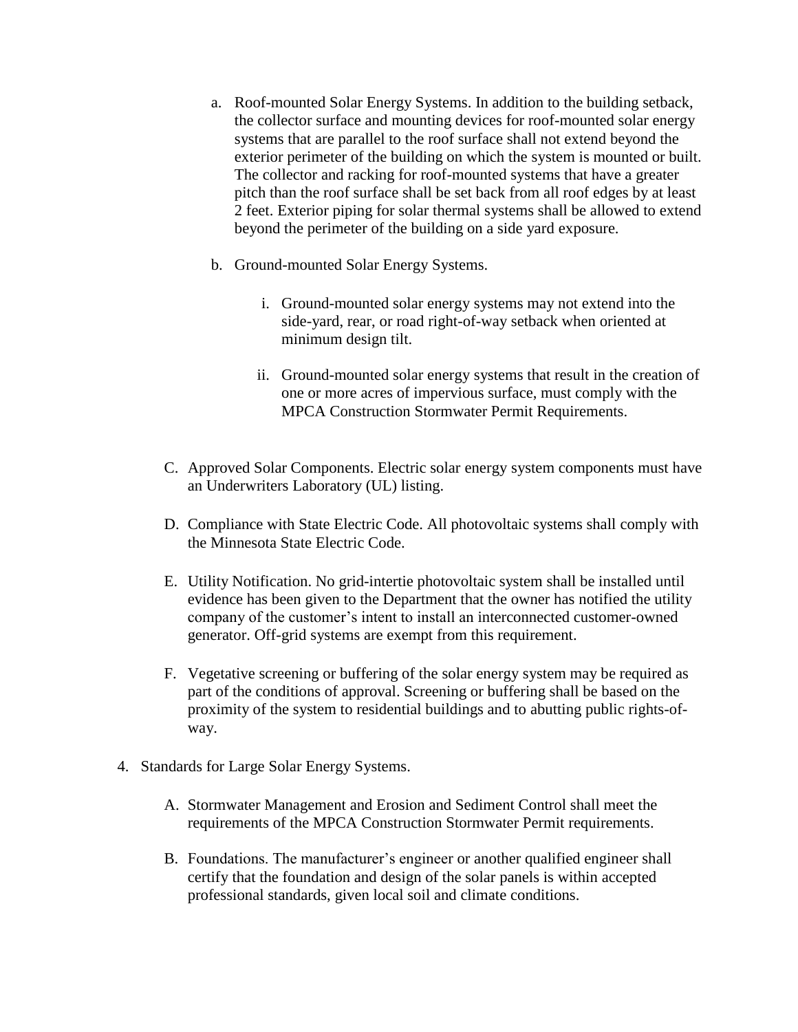a. Roof-mounted Solar Energy Systems. In addition to the building setback, the collector surface and mounting devices for roof-mounted solar energy systems that are parallel to the roof surface shall not extend beyond the exterior perimeter of the building on which the system is mounted or built. The collector and racking for roof-mounted systems that have a greater pitch than the roof surface shall be set back from all roof edges by at least 2 feet. Exterior piping for solar thermal systems shall be allowed to extend beyond the perimeter of the building on a side yard exposure.

b. Ground-mounted Solar Energy Systems.

    i. Ground-mounted solar energy systems may not extend into the side-yard, rear, or road right-of-way setback when oriented at minimum design tilt.

    ii. Ground-mounted solar energy systems that result in the creation of one or more acres of impervious surface, must comply with the MPCA Construction Stormwater Permit Requirements.

C. Approved Solar Components. Electric solar energy system components must have an Underwriters Laboratory (UL) listing.

D. Compliance with State Electric Code. All photovoltaic systems shall comply with the Minnesota State Electric Code.

E. Utility Notification. No grid-intertie photovoltaic system shall be installed until evidence has been given to the Department that the owner has notified the utility company of the customer's intent to install an interconnected customer-owned generator. Off-grid systems are exempt from this requirement.

F. Vegetative screening or buffering of the solar energy system may be required as part of the conditions of approval. Screening or buffering shall be based on the proximity of the system to residential buildings and to abutting public rights-of-way.

4. Standards for Large Solar Energy Systems.

    A. Stormwater Management and Erosion and Sediment Control shall meet the requirements of the MPCA Construction Stormwater Permit requirements.

    B. Foundations. The manufacturer's engineer or another qualified engineer shall certify that the foundation and design of the solar panels is within accepted professional standards, given local soil and climate conditions.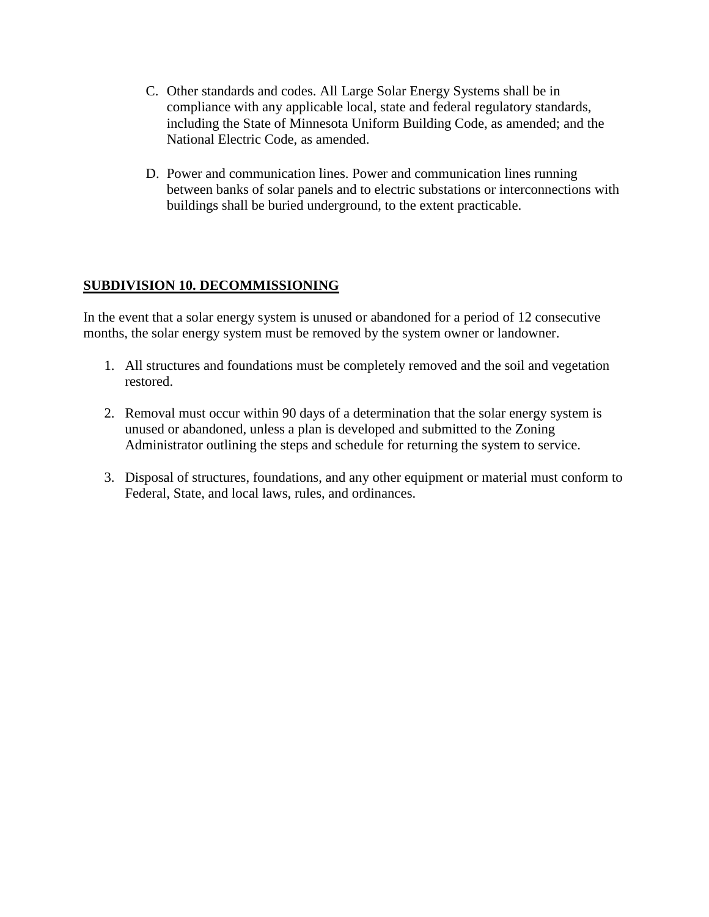C. Other standards and codes. All Large Solar Energy Systems shall be in compliance with any applicable local, state and federal regulatory standards, including the State of Minnesota Uniform Building Code, as amended; and the National Electric Code, as amended.

D. Power and communication lines. Power and communication lines running between banks of solar panels and to electric substations or interconnections with buildings shall be buried underground, to the extent practicable.

## SUBDIVISION 10. DECOMMISSIONING

In the event that a solar energy system is unused or abandoned for a period of 12 consecutive months, the solar energy system must be removed by the system owner or landowner.

1. All structures and foundations must be completely removed and the soil and vegetation restored.

2. Removal must occur within 90 days of a determination that the solar energy system is unused or abandoned, unless a plan is developed and submitted to the Zoning Administrator outlining the steps and schedule for returning the system to service.

3. Disposal of structures, foundations, and any other equipment or material must conform to Federal, State, and local laws, rules, and ordinances.